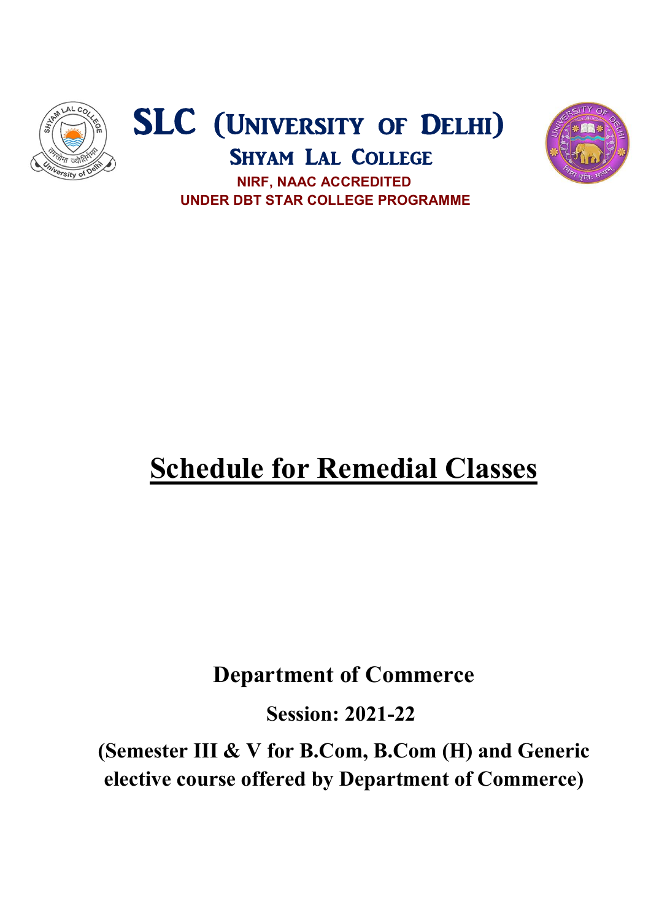# SLC (University of Delhi)

## Shyam Lal College

**NIRF, NAAC ACCREDITED**

**UNDER DBT STAR COLLEGE PROGRAMME**

# Schedule for Remedial Classes

**Department of Commerce**

**Session: 2021-22**

**(Semester III & V for B.Com, B.Com (H) and Generic elective course offered by Department of Commerce)**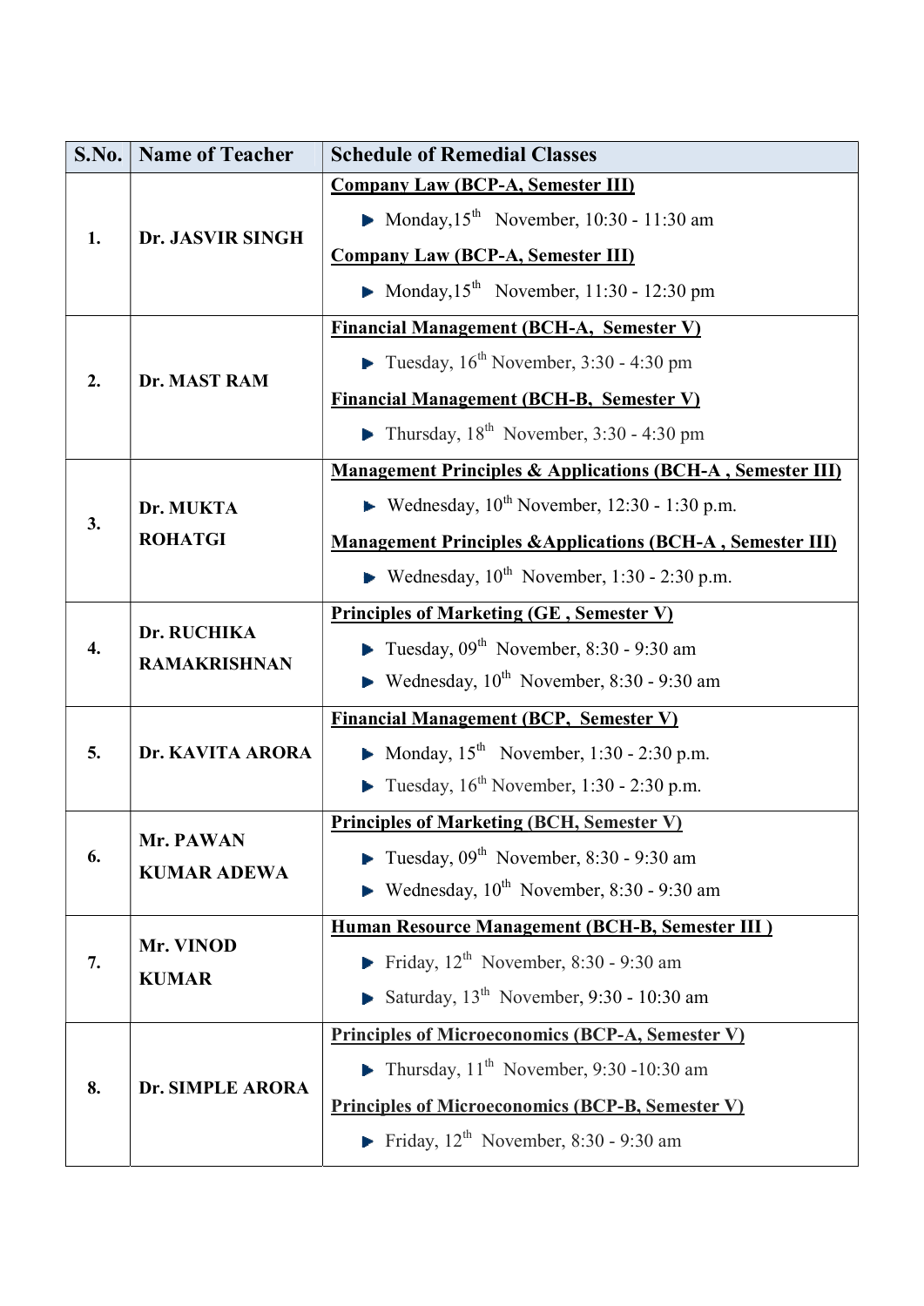| S.No. | Name of Teacher | Schedule of Remedial Classes |
|---|---|---|
| 1. | Dr. JASVIR SINGH | **Company Law (BCP-A, Semester III)**<br>▶ Monday,15th November, 10:30 - 11:30 am<br>**Company Law (BCP-A, Semester III)**<br>▶ Monday,15th November, 11:30 - 12:30 pm |
| 2. | Dr. MAST RAM | **Financial Management (BCH-A, Semester V)**<br>▶ Tuesday, 16th November, 3:30 - 4:30 pm<br>**Financial Management (BCH-B, Semester V)**<br>▶ Thursday, 18th November, 3:30 - 4:30 pm |
| 3. | Dr. MUKTA ROHATGI | **Management Principles & Applications (BCH-A , Semester III)**<br>▶ Wednesday, 10th November, 12:30 - 1:30 p.m.<br>**Management Principles &Applications (BCH-A , Semester III)**<br>▶ Wednesday, 10th November, 1:30 - 2:30 p.m. |
| 4. | Dr. RUCHIKA RAMAKRISHNAN | **Principles of Marketing (GE , Semester V)**<br>▶ Tuesday, 09th November, 8:30 - 9:30 am<br>▶ Wednesday, 10th November, 8:30 - 9:30 am |
| 5. | Dr. KAVITA ARORA | **Financial Management (BCP, Semester V)**<br>▶ Monday, 15th November, 1:30 - 2:30 p.m.<br>▶ Tuesday, 16th November, 1:30 - 2:30 p.m. |
| 6. | Mr. PAWAN KUMAR ADEWA | **Principles of Marketing (BCH, Semester V)**<br>▶ Tuesday, 09th November, 8:30 - 9:30 am<br>▶ Wednesday, 10th November, 8:30 - 9:30 am |
| 7. | Mr. VINOD KUMAR | **Human Resource Management (BCH-B, Semester III )**<br>▶ Friday, 12th November, 8:30 - 9:30 am<br>▶ Saturday, 13th November, 9:30 - 10:30 am |
| 8. | Dr. SIMPLE ARORA | **Principles of Microeconomics (BCP-A, Semester V)**<br>▶ Thursday, 11th November, 9:30 -10:30 am<br>**Principles of Microeconomics (BCP-B, Semester V)**<br>▶ Friday, 12th November, 8:30 - 9:30 am |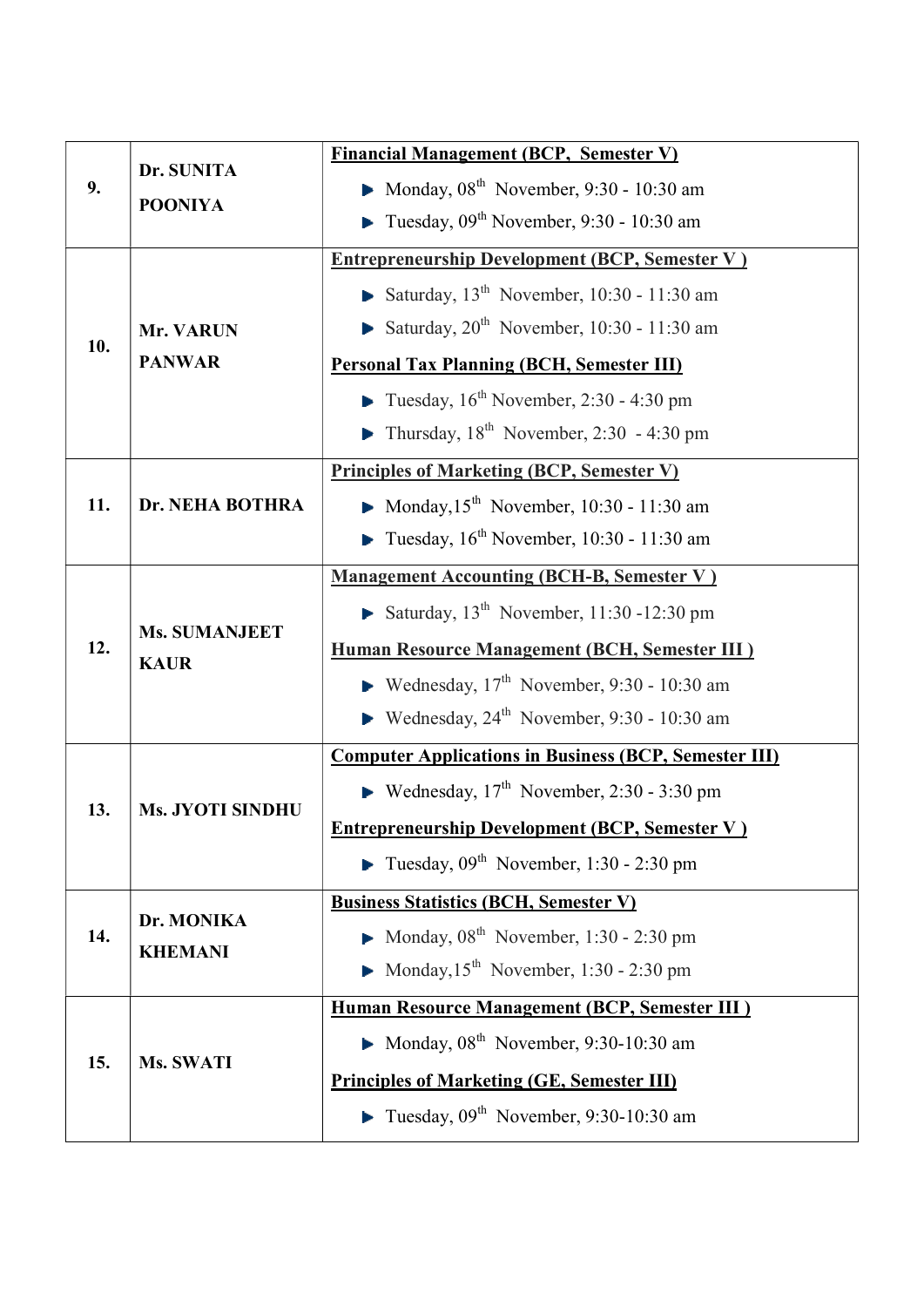| | | |
|---|---|---|
| **9.** | **Dr. SUNITA POONIYA** | **Financial Management (BCP, Semester V)**<br>▶ Monday, 08th November, 9:30 - 10:30 am<br>▶ Tuesday, 09th November, 9:30 - 10:30 am |
| **10.** | **Mr. VARUN PANWAR** | **Entrepreneurship Development (BCP, Semester V )**<br>▶ Saturday, 13th November, 10:30 - 11:30 am<br>▶ Saturday, 20th November, 10:30 - 11:30 am<br>**Personal Tax Planning (BCH, Semester III)**<br>▶ Tuesday, 16th November, 2:30 - 4:30 pm<br>▶ Thursday, 18th November, 2:30 - 4:30 pm |
| **11.** | **Dr. NEHA BOTHRA** | **Principles of Marketing (BCP, Semester V)**<br>▶ Monday,15th November, 10:30 - 11:30 am<br>▶ Tuesday, 16th November, 10:30 - 11:30 am |
| **12.** | **Ms. SUMANJEET KAUR** | **Management Accounting (BCH-B, Semester V )**<br>▶ Saturday, 13th November, 11:30 -12:30 pm<br>**Human Resource Management (BCH, Semester III )**<br>▶ Wednesday, 17th November, 9:30 - 10:30 am<br>▶ Wednesday, 24th November, 9:30 - 10:30 am |
| **13.** | **Ms. JYOTI SINDHU** | **Computer Applications in Business (BCP, Semester III)**<br>▶ Wednesday, 17th November, 2:30 - 3:30 pm<br>**Entrepreneurship Development (BCP, Semester V )**<br>▶ Tuesday, 09th November, 1:30 - 2:30 pm |
| **14.** | **Dr. MONIKA KHEMANI** | **Business Statistics (BCH, Semester V)**<br>▶ Monday, 08th November, 1:30 - 2:30 pm<br>▶ Monday,15th November, 1:30 - 2:30 pm |
| **15.** | **Ms. SWATI** | **Human Resource Management (BCP, Semester III )**<br>▶ Monday, 08th November, 9:30-10:30 am<br>**Principles of Marketing (GE, Semester III)**<br>▶ Tuesday, 09th November, 9:30-10:30 am |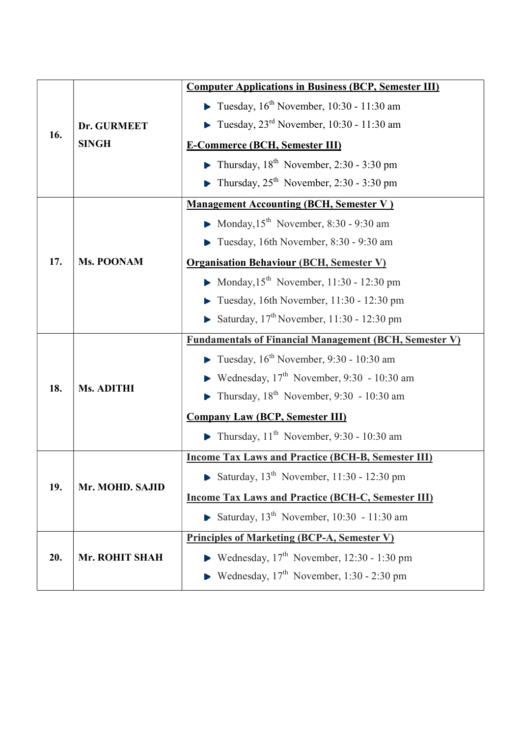| | | |
|---|---|---|
| **16.** | **Dr. GURMEET SINGH** | **Computer Applications in Business (BCP, Semester III)**<br>▶ Tuesday, 16th November, 10:30 - 11:30 am<br>▶ Tuesday, 23rd November, 10:30 - 11:30 am<br>**E-Commerce (BCH, Semester III)**<br>▶ Thursday, 18th November, 2:30 - 3:30 pm<br>▶ Thursday, 25th November, 2:30 - 3:30 pm |
| **17.** | **Ms. POONAM** | **Management Accounting (BCH, Semester V )**<br>▶ Monday,15th November, 8:30 - 9:30 am<br>▶ Tuesday, 16th November, 8:30 - 9:30 am<br>**Organisation Behaviour (BCH, Semester V)**<br>▶ Monday,15th November, 11:30 - 12:30 pm<br>▶ Tuesday, 16th November, 11:30 - 12:30 pm<br>▶ Saturday, 17th November, 11:30 - 12:30 pm |
| **18.** | **Ms. ADITHI** | **Fundamentals of Financial Management (BCH, Semester V)**<br>▶ Tuesday, 16th November, 9:30 - 10:30 am<br>▶ Wednesday, 17th November, 9:30 - 10:30 am<br>▶ Thursday, 18th November, 9:30 - 10:30 am<br>**Company Law (BCP, Semester III)**<br>▶ Thursday, 11th November, 9:30 - 10:30 am |
| **19.** | **Mr. MOHD. SAJID** | **Income Tax Laws and Practice (BCH-B, Semester III)**<br>▶ Saturday, 13th November, 11:30 - 12:30 pm<br>**Income Tax Laws and Practice (BCH-C, Semester III)**<br>▶ Saturday, 13th November, 10:30 - 11:30 am |
| **20.** | **Mr. ROHIT SHAH** | **Principles of Marketing (BCP-A, Semester V)**<br>▶ Wednesday, 17th November, 12:30 - 1:30 pm<br>▶ Wednesday, 17th November, 1:30 - 2:30 pm |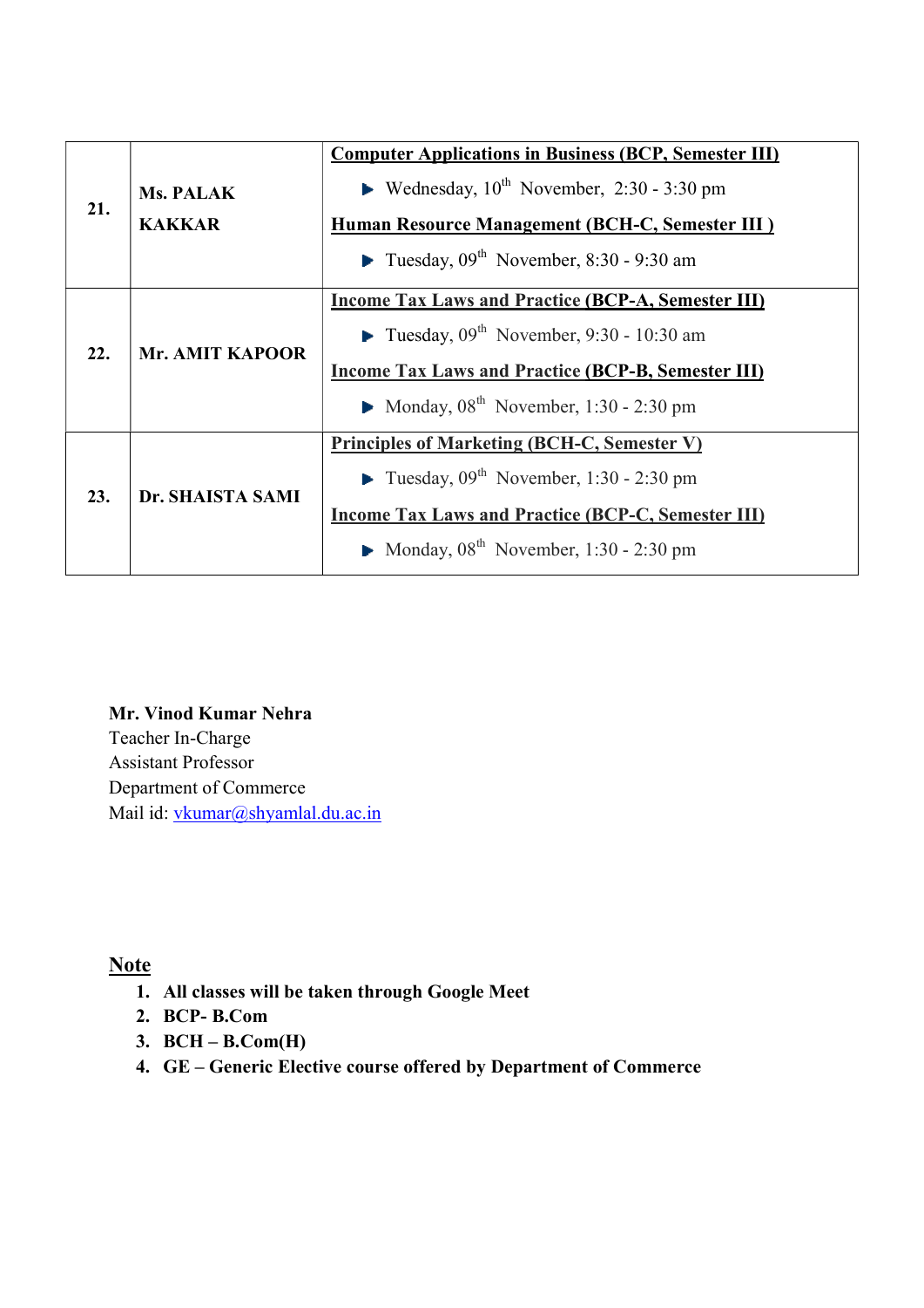| | | |
|---|---|---|
| **21.** | **Ms. PALAK KAKKAR** | **Computer Applications in Business (BCP, Semester III)**<br>▶ Wednesday, 10th November, 2:30 - 3:30 pm<br>**Human Resource Management (BCH-C, Semester III )**<br>▶ Tuesday, 09th November, 8:30 - 9:30 am |
| **22.** | **Mr. AMIT KAPOOR** | **Income Tax Laws and Practice (BCP-A, Semester III)**<br>▶ Tuesday, 09th November, 9:30 - 10:30 am<br>**Income Tax Laws and Practice (BCP-B, Semester III)**<br>▶ Monday, 08th November, 1:30 - 2:30 pm |
| **23.** | **Dr. SHAISTA SAMI** | **Principles of Marketing (BCH-C, Semester V)**<br>▶ Tuesday, 09th November, 1:30 - 2:30 pm<br>**Income Tax Laws and Practice (BCP-C, Semester III)**<br>▶ Monday, 08th November, 1:30 - 2:30 pm |

**Mr. Vinod Kumar Nehra**
Teacher In-Charge
Assistant Professor
Department of Commerce
Mail id: vkumar@shyamlal.du.ac.in

**Note**

1. **All classes will be taken through Google Meet**
2. **BCP- B.Com**
3. **BCH – B.Com(H)**
4. **GE – Generic Elective course offered by Department of Commerce**